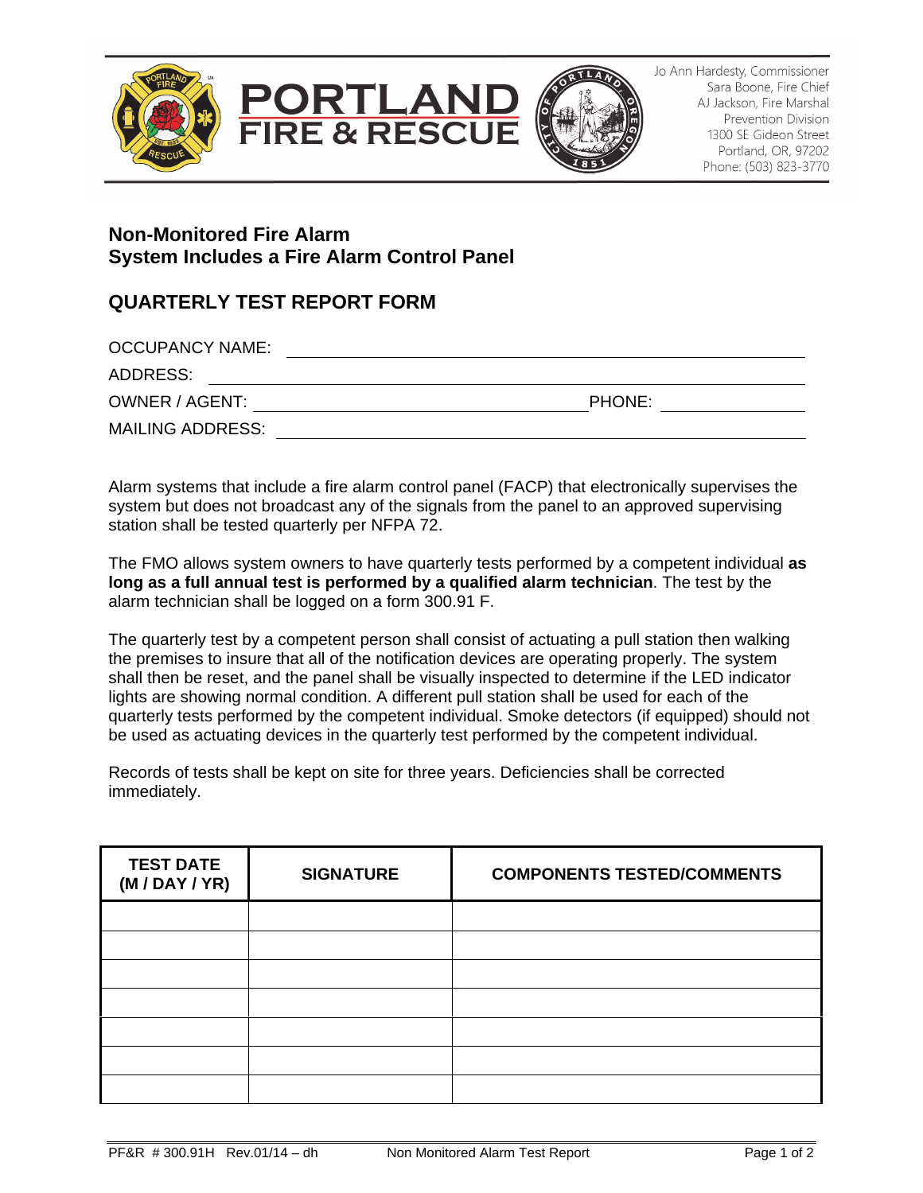PORTLAND FIRE & RESCUE

Jo Ann Hardesty, Commissioner
Sara Boone, Fire Chief
AJ Jackson, Fire Marshal
Prevention Division
1300 SE Gideon Street
Portland, OR, 97202
Phone: (503) 823-3770

## Non-Monitored Fire Alarm
## System Includes a Fire Alarm Control Panel

## QUARTERLY TEST REPORT FORM

OCCUPANCY NAME: \_\_\_\_\_\_\_\_\_\_\_\_\_\_\_\_\_\_\_\_\_\_\_\_\_\_\_\_\_\_\_\_\_\_\_\_\_\_\_\_

ADDRESS: \_\_\_\_\_\_\_\_\_\_\_\_\_\_\_\_\_\_\_\_\_\_\_\_\_\_\_\_\_\_\_\_\_\_\_\_\_\_\_\_

OWNER / AGENT: \_\_\_\_\_\_\_\_\_\_\_\_\_\_\_\_\_\_\_\_\_\_\_\_ PHONE: \_\_\_\_\_\_\_\_\_\_\_\_

MAILING ADDRESS: \_\_\_\_\_\_\_\_\_\_\_\_\_\_\_\_\_\_\_\_\_\_\_\_\_\_\_\_\_\_\_\_\_\_\_\_\_\_\_\_

Alarm systems that include a fire alarm control panel (FACP) that electronically supervises the system but does not broadcast any of the signals from the panel to an approved supervising station shall be tested quarterly per NFPA 72.

The FMO allows system owners to have quarterly tests performed by a competent individual **as long as a full annual test is performed by a qualified alarm technician**. The test by the alarm technician shall be logged on a form 300.91 F.

The quarterly test by a competent person shall consist of actuating a pull station then walking the premises to insure that all of the notification devices are operating properly. The system shall then be reset, and the panel shall be visually inspected to determine if the LED indicator lights are showing normal condition. A different pull station shall be used for each of the quarterly tests performed by the competent individual. Smoke detectors (if equipped) should not be used as actuating devices in the quarterly test performed by the competent individual.

Records of tests shall be kept on site for three years. Deficiencies shall be corrected immediately.

| TEST DATE (M / DAY / YR) | SIGNATURE | COMPONENTS TESTED/COMMENTS |
|---|---|---|
| | | |
| | | |
| | | |
| | | |
| | | |
| | | |
| | | |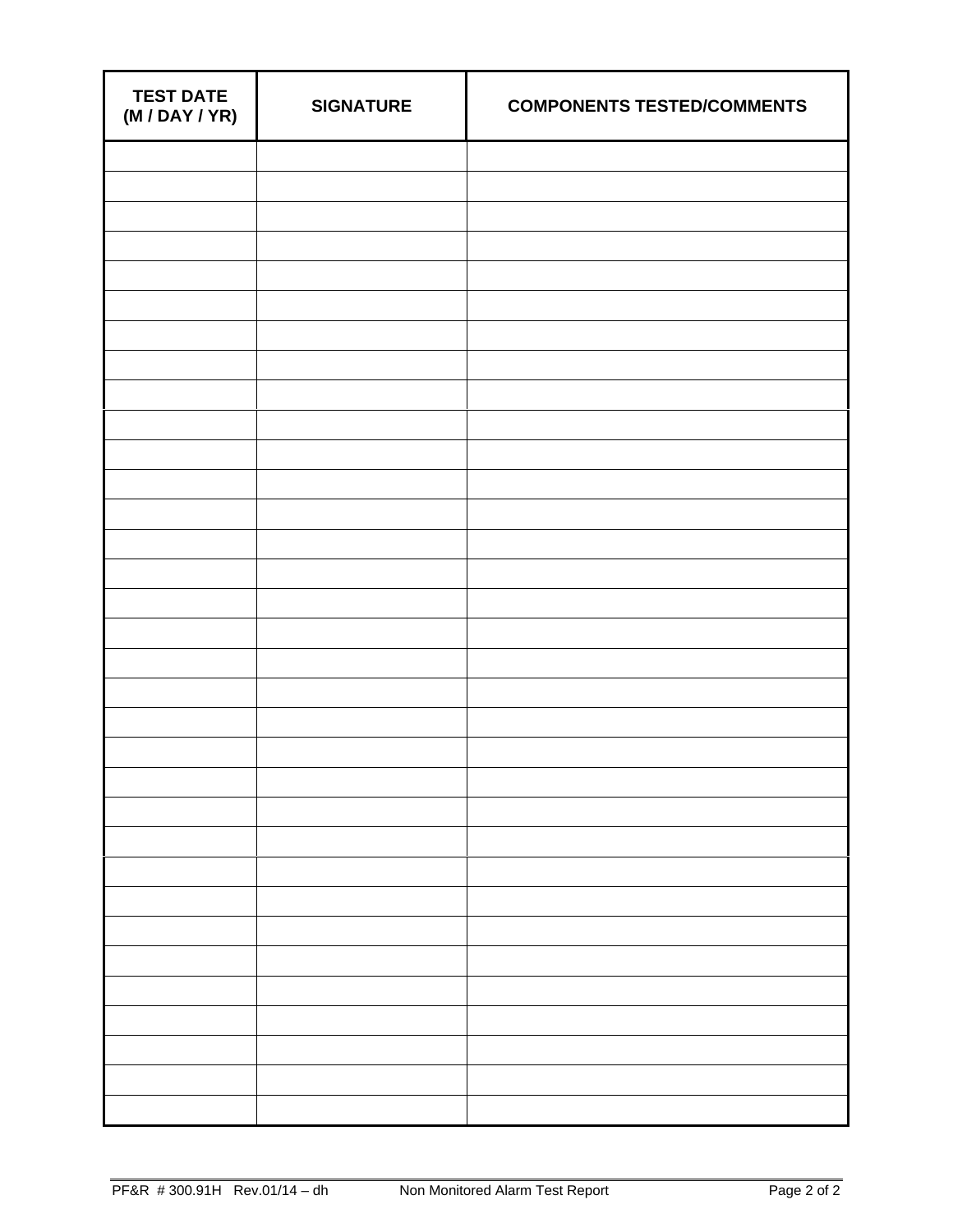| TEST DATE (M / DAY / YR) | SIGNATURE | COMPONENTS TESTED/COMMENTS |
|---|---|---|
| | | |
| | | |
| | | |
| | | |
| | | |
| | | |
| | | |
| | | |
| | | |
| | | |
| | | |
| | | |
| | | |
| | | |
| | | |
| | | |
| | | |
| | | |
| | | |
| | | |
| | | |
| | | |
| | | |
| | | |
| | | |
| | | |
| | | |
| | | |
| | | |
| | | |
| | | |
| | | |
| | | |